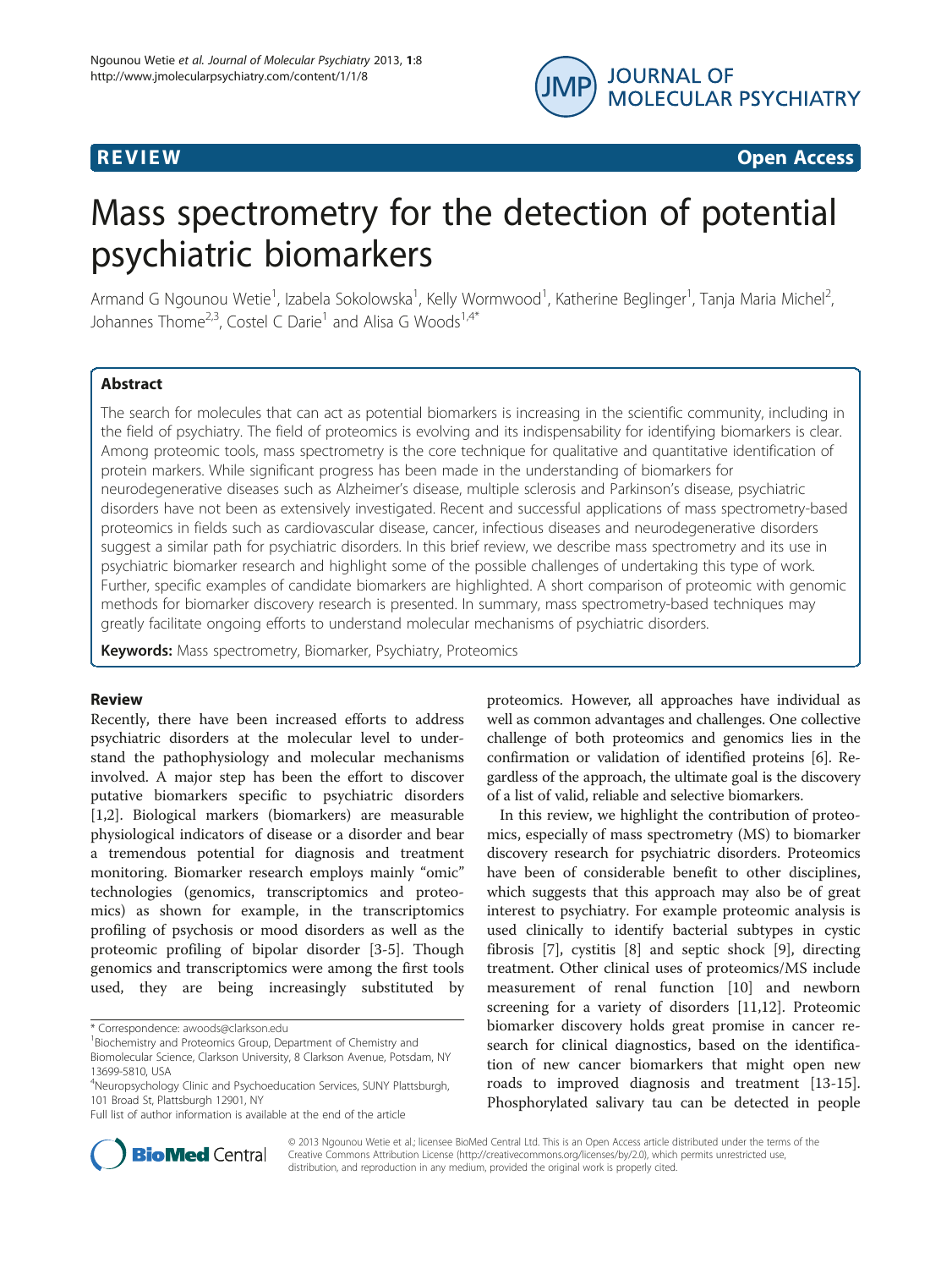**REVIEW** **Open Access**

# Mass spectrometry for the detection of potential psychiatric biomarkers

Armand G Ngounou Wetie[1], Izabela Sokolowska[1], Kelly Wormwood[1], Katherine Beglinger[1], Tanja Maria Michel[2], Johannes Thome[2,3], Costel C Darie[1] and Alisa G Woods[1,4*]

## Abstract

The search for molecules that can act as potential biomarkers is increasing in the scientific community, including in the field of psychiatry. The field of proteomics is evolving and its indispensability for identifying biomarkers is clear. Among proteomic tools, mass spectrometry is the core technique for qualitative and quantitative identification of protein markers. While significant progress has been made in the understanding of biomarkers for neurodegenerative diseases such as Alzheimer's disease, multiple sclerosis and Parkinson's disease, psychiatric disorders have not been as extensively investigated. Recent and successful applications of mass spectrometry-based proteomics in fields such as cardiovascular disease, cancer, infectious diseases and neurodegenerative disorders suggest a similar path for psychiatric disorders. In this brief review, we describe mass spectrometry and its use in psychiatric biomarker research and highlight some of the possible challenges of undertaking this type of work. Further, specific examples of candidate biomarkers are highlighted. A short comparison of proteomic with genomic methods for biomarker discovery research is presented. In summary, mass spectrometry-based techniques may greatly facilitate ongoing efforts to understand molecular mechanisms of psychiatric disorders.

**Keywords:** Mass spectrometry, Biomarker, Psychiatry, Proteomics

## Review

Recently, there have been increased efforts to address psychiatric disorders at the molecular level to understand the pathophysiology and molecular mechanisms involved. A major step has been the effort to discover putative biomarkers specific to psychiatric disorders [1,2]. Biological markers (biomarkers) are measurable physiological indicators of disease or a disorder and bear a tremendous potential for diagnosis and treatment monitoring. Biomarker research employs mainly "omic" technologies (genomics, transcriptomics and proteomics) as shown for example, in the transcriptomics profiling of psychosis or mood disorders as well as the proteomic profiling of bipolar disorder [3-5]. Though genomics and transcriptomics were among the first tools used, they are being increasingly substituted by proteomics. However, all approaches have individual as well as common advantages and challenges. One collective challenge of both proteomics and genomics lies in the confirmation or validation of identified proteins [6]. Regardless of the approach, the ultimate goal is the discovery of a list of valid, reliable and selective biomarkers.

In this review, we highlight the contribution of proteomics, especially of mass spectrometry (MS) to biomarker discovery research for psychiatric disorders. Proteomics have been of considerable benefit to other disciplines, which suggests that this approach may also be of great interest to psychiatry. For example proteomic analysis is used clinically to identify bacterial subtypes in cystic fibrosis [7], cystitis [8] and septic shock [9], directing treatment. Other clinical uses of proteomics/MS include measurement of renal function [10] and newborn screening for a variety of disorders [11,12]. Proteomic biomarker discovery holds great promise in cancer research for clinical diagnostics, based on the identification of new cancer biomarkers that might open new roads to improved diagnosis and treatment [13-15]. Phosphorylated salivary tau can be detected in people

* Correspondence: awoods@clarkson.edu
[1]Biochemistry and Proteomics Group, Department of Chemistry and Biomolecular Science, Clarkson University, 8 Clarkson Avenue, Potsdam, NY 13699-5810, USA
[4]Neuropsychology Clinic and Psychoeducation Services, SUNY Plattsburgh, 101 Broad St, Plattsburgh 12901, NY
Full list of author information is available at the end of the article

© 2013 Ngounou Wetie et al.; licensee BioMed Central Ltd. This is an Open Access article distributed under the terms of the Creative Commons Attribution License (http://creativecommons.org/licenses/by/2.0), which permits unrestricted use, distribution, and reproduction in any medium, provided the original work is properly cited.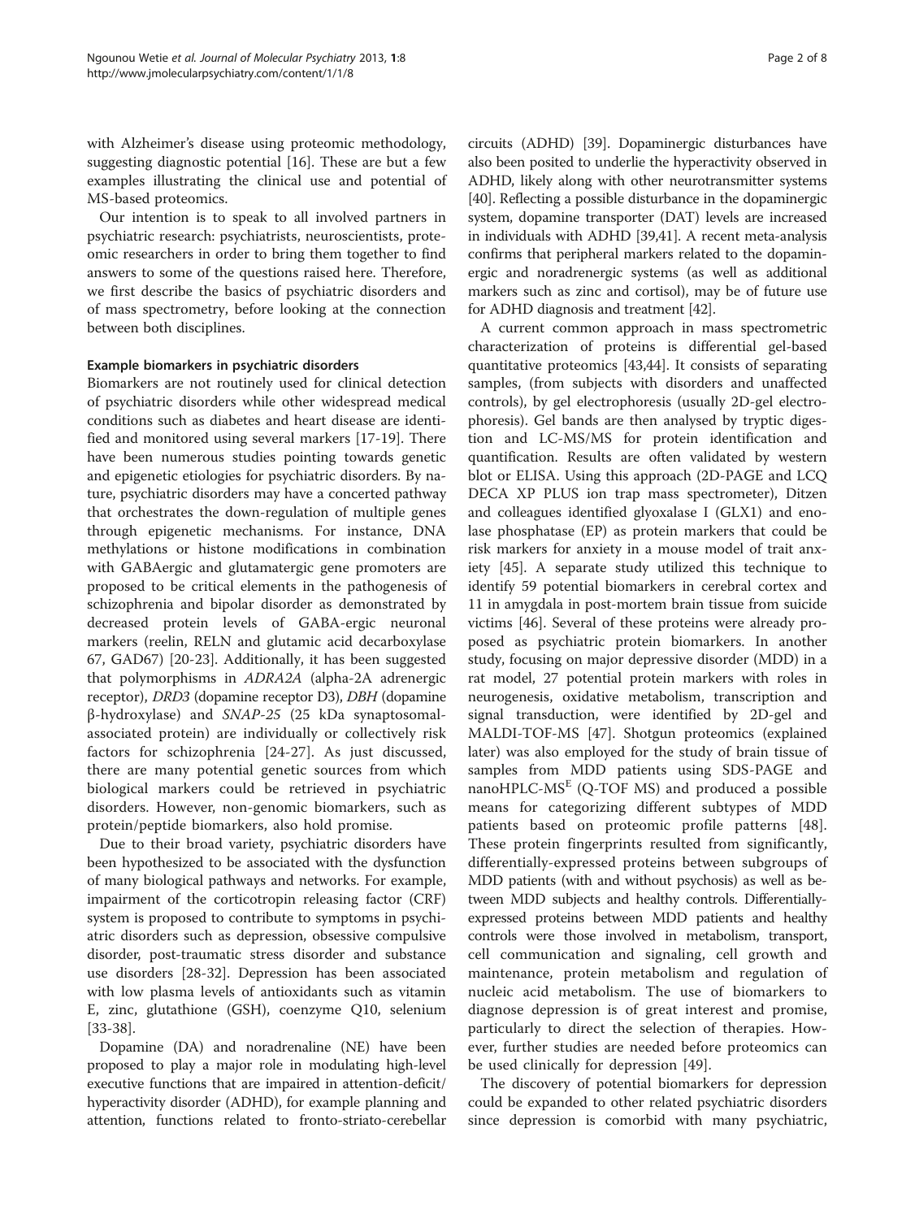with Alzheimer's disease using proteomic methodology, suggesting diagnostic potential [16]. These are but a few examples illustrating the clinical use and potential of MS-based proteomics.

Our intention is to speak to all involved partners in psychiatric research: psychiatrists, neuroscientists, proteomic researchers in order to bring them together to find answers to some of the questions raised here. Therefore, we first describe the basics of psychiatric disorders and of mass spectrometry, before looking at the connection between both disciplines.

#### Example biomarkers in psychiatric disorders

Biomarkers are not routinely used for clinical detection of psychiatric disorders while other widespread medical conditions such as diabetes and heart disease are identified and monitored using several markers [17-19]. There have been numerous studies pointing towards genetic and epigenetic etiologies for psychiatric disorders. By nature, psychiatric disorders may have a concerted pathway that orchestrates the down-regulation of multiple genes through epigenetic mechanisms. For instance, DNA methylations or histone modifications in combination with GABAergic and glutamatergic gene promoters are proposed to be critical elements in the pathogenesis of schizophrenia and bipolar disorder as demonstrated by decreased protein levels of GABA-ergic neuronal markers (reelin, RELN and glutamic acid decarboxylase 67, GAD67) [20-23]. Additionally, it has been suggested that polymorphisms in *ADRA2A* (alpha-2A adrenergic receptor), *DRD3* (dopamine receptor D3), *DBH* (dopamine β-hydroxylase) and *SNAP-25* (25 kDa synaptosomal-associated protein) are individually or collectively risk factors for schizophrenia [24-27]. As just discussed, there are many potential genetic sources from which biological markers could be retrieved in psychiatric disorders. However, non-genomic biomarkers, such as protein/peptide biomarkers, also hold promise.

Due to their broad variety, psychiatric disorders have been hypothesized to be associated with the dysfunction of many biological pathways and networks. For example, impairment of the corticotropin releasing factor (CRF) system is proposed to contribute to symptoms in psychiatric disorders such as depression, obsessive compulsive disorder, post-traumatic stress disorder and substance use disorders [28-32]. Depression has been associated with low plasma levels of antioxidants such as vitamin E, zinc, glutathione (GSH), coenzyme Q10, selenium [33-38].

Dopamine (DA) and noradrenaline (NE) have been proposed to play a major role in modulating high-level executive functions that are impaired in attention-deficit/hyperactivity disorder (ADHD), for example planning and attention, functions related to fronto-striato-cerebellar circuits (ADHD) [39]. Dopaminergic disturbances have also been posited to underlie the hyperactivity observed in ADHD, likely along with other neurotransmitter systems [40]. Reflecting a possible disturbance in the dopaminergic system, dopamine transporter (DAT) levels are increased in individuals with ADHD [39,41]. A recent meta-analysis confirms that peripheral markers related to the dopaminergic and noradrenergic systems (as well as additional markers such as zinc and cortisol), may be of future use for ADHD diagnosis and treatment [42].

A current common approach in mass spectrometric characterization of proteins is differential gel-based quantitative proteomics [43,44]. It consists of separating samples, (from subjects with disorders and unaffected controls), by gel electrophoresis (usually 2D-gel electrophoresis). Gel bands are then analysed by tryptic digestion and LC-MS/MS for protein identification and quantification. Results are often validated by western blot or ELISA. Using this approach (2D-PAGE and LCQ DECA XP PLUS ion trap mass spectrometer), Ditzen and colleagues identified glyoxalase I (GLX1) and enolase phosphatase (EP) as protein markers that could be risk markers for anxiety in a mouse model of trait anxiety [45]. A separate study utilized this technique to identify 59 potential biomarkers in cerebral cortex and 11 in amygdala in post-mortem brain tissue from suicide victims [46]. Several of these proteins were already proposed as psychiatric protein biomarkers. In another study, focusing on major depressive disorder (MDD) in a rat model, 27 potential protein markers with roles in neurogenesis, oxidative metabolism, transcription and signal transduction, were identified by 2D-gel and MALDI-TOF-MS [47]. Shotgun proteomics (explained later) was also employed for the study of brain tissue of samples from MDD patients using SDS-PAGE and nanoHPLC-MS$^E$ (Q-TOF MS) and produced a possible means for categorizing different subtypes of MDD patients based on proteomic profile patterns [48]. These protein fingerprints resulted from significantly, differentially-expressed proteins between subgroups of MDD patients (with and without psychosis) as well as between MDD subjects and healthy controls. Differentially-expressed proteins between MDD patients and healthy controls were those involved in metabolism, transport, cell communication and signaling, cell growth and maintenance, protein metabolism and regulation of nucleic acid metabolism. The use of biomarkers to diagnose depression is of great interest and promise, particularly to direct the selection of therapies. However, further studies are needed before proteomics can be used clinically for depression [49].

The discovery of potential biomarkers for depression could be expanded to other related psychiatric disorders since depression is comorbid with many psychiatric,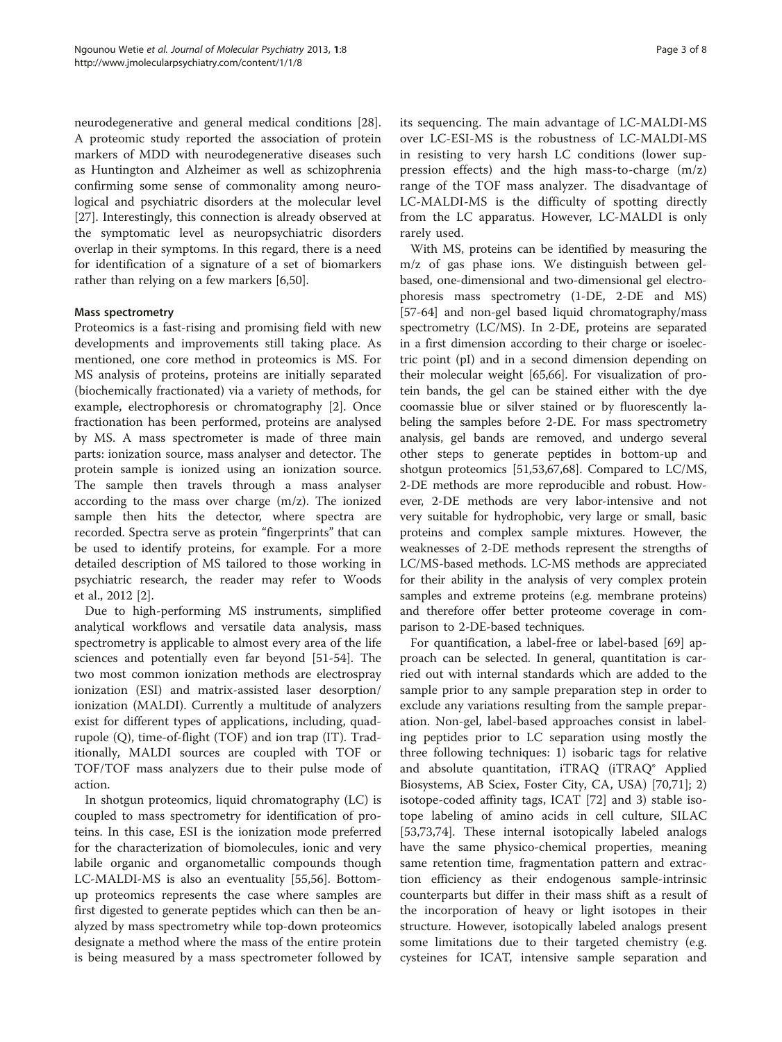neurodegenerative and general medical conditions [28]. A proteomic study reported the association of protein markers of MDD with neurodegenerative diseases such as Huntington and Alzheimer as well as schizophrenia confirming some sense of commonality among neurological and psychiatric disorders at the molecular level [27]. Interestingly, this connection is already observed at the symptomatic level as neuropsychiatric disorders overlap in their symptoms. In this regard, there is a need for identification of a signature of a set of biomarkers rather than relying on a few markers [6,50].

### Mass spectrometry

Proteomics is a fast-rising and promising field with new developments and improvements still taking place. As mentioned, one core method in proteomics is MS. For MS analysis of proteins, proteins are initially separated (biochemically fractionated) via a variety of methods, for example, electrophoresis or chromatography [2]. Once fractionation has been performed, proteins are analysed by MS. A mass spectrometer is made of three main parts: ionization source, mass analyser and detector. The protein sample is ionized using an ionization source. The sample then travels through a mass analyser according to the mass over charge (m/z). The ionized sample then hits the detector, where spectra are recorded. Spectra serve as protein "fingerprints" that can be used to identify proteins, for example. For a more detailed description of MS tailored to those working in psychiatric research, the reader may refer to Woods et al., 2012 [2].

Due to high-performing MS instruments, simplified analytical workflows and versatile data analysis, mass spectrometry is applicable to almost every area of the life sciences and potentially even far beyond [51-54]. The two most common ionization methods are electrospray ionization (ESI) and matrix-assisted laser desorption/ionization (MALDI). Currently a multitude of analyzers exist for different types of applications, including, quadrupole (Q), time-of-flight (TOF) and ion trap (IT). Traditionally, MALDI sources are coupled with TOF or TOF/TOF mass analyzers due to their pulse mode of action.

In shotgun proteomics, liquid chromatography (LC) is coupled to mass spectrometry for identification of proteins. In this case, ESI is the ionization mode preferred for the characterization of biomolecules, ionic and very labile organic and organometallic compounds though LC-MALDI-MS is also an eventuality [55,56]. Bottom-up proteomics represents the case where samples are first digested to generate peptides which can then be analyzed by mass spectrometry while top-down proteomics designate a method where the mass of the entire protein is being measured by a mass spectrometer followed by its sequencing. The main advantage of LC-MALDI-MS over LC-ESI-MS is the robustness of LC-MALDI-MS in resisting to very harsh LC conditions (lower suppression effects) and the high mass-to-charge (m/z) range of the TOF mass analyzer. The disadvantage of LC-MALDI-MS is the difficulty of spotting directly from the LC apparatus. However, LC-MALDI is only rarely used.

With MS, proteins can be identified by measuring the m/z of gas phase ions. We distinguish between gel-based, one-dimensional and two-dimensional gel electrophoresis mass spectrometry (1-DE, 2-DE and MS) [57-64] and non-gel based liquid chromatography/mass spectrometry (LC/MS). In 2-DE, proteins are separated in a first dimension according to their charge or isoelectric point (pI) and in a second dimension depending on their molecular weight [65,66]. For visualization of protein bands, the gel can be stained either with the dye coomassie blue or silver stained or by fluorescently labeling the samples before 2-DE. For mass spectrometry analysis, gel bands are removed, and undergo several other steps to generate peptides in bottom-up and shotgun proteomics [51,53,67,68]. Compared to LC/MS, 2-DE methods are more reproducible and robust. However, 2-DE methods are very labor-intensive and not very suitable for hydrophobic, very large or small, basic proteins and complex sample mixtures. However, the weaknesses of 2-DE represent the strengths of LC/MS-based methods. LC-MS methods are appreciated for their ability in the analysis of very complex protein samples and extreme proteins (e.g. membrane proteins) and therefore offer better proteome coverage in comparison to 2-DE-based techniques.

For quantification, a label-free or label-based [69] approach can be selected. In general, quantitation is carried out with internal standards which are added to the sample prior to any sample preparation step in order to exclude any variations resulting from the sample preparation. Non-gel, label-based approaches consist in labeling peptides prior to LC separation using mostly the three following techniques: 1) isobaric tags for relative and absolute quantitation, iTRAQ (iTRAQ® Applied Biosystems, AB Sciex, Foster City, CA, USA) [70,71]; 2) isotope-coded affinity tags, ICAT [72] and 3) stable isotope labeling of amino acids in cell culture, SILAC [53,73,74]. These internal isotopically labeled analogs have the same physico-chemical properties, meaning same retention time, fragmentation pattern and extraction efficiency as their endogenous sample-intrinsic counterparts but differ in their mass shift as a result of the incorporation of heavy or light isotopes in their structure. However, isotopically labeled analogs present some limitations due to their targeted chemistry (e.g. cysteines for ICAT, intensive sample separation and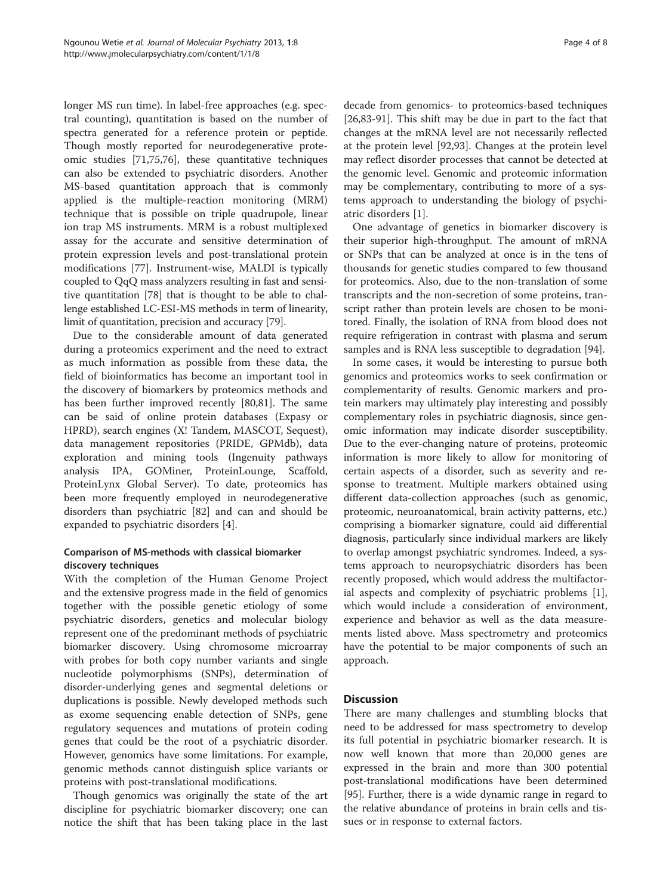longer MS run time). In label-free approaches (e.g. spectral counting), quantitation is based on the number of spectra generated for a reference protein or peptide. Though mostly reported for neurodegenerative proteomic studies [71,75,76], these quantitative techniques can also be extended to psychiatric disorders. Another MS-based quantitation approach that is commonly applied is the multiple-reaction monitoring (MRM) technique that is possible on triple quadrupole, linear ion trap MS instruments. MRM is a robust multiplexed assay for the accurate and sensitive determination of protein expression levels and post-translational protein modifications [77]. Instrument-wise, MALDI is typically coupled to QqQ mass analyzers resulting in fast and sensitive quantitation [78] that is thought to be able to challenge established LC-ESI-MS methods in term of linearity, limit of quantitation, precision and accuracy [79].

Due to the considerable amount of data generated during a proteomics experiment and the need to extract as much information as possible from these data, the field of bioinformatics has become an important tool in the discovery of biomarkers by proteomics methods and has been further improved recently [80,81]. The same can be said of online protein databases (Expasy or HPRD), search engines (X! Tandem, MASCOT, Sequest), data management repositories (PRIDE, GPMdb), data exploration and mining tools (Ingenuity pathways analysis IPA, GOMiner, ProteinLounge, Scaffold, ProteinLynx Global Server). To date, proteomics has been more frequently employed in neurodegenerative disorders than psychiatric [82] and can and should be expanded to psychiatric disorders [4].

### Comparison of MS-methods with classical biomarker discovery techniques

With the completion of the Human Genome Project and the extensive progress made in the field of genomics together with the possible genetic etiology of some psychiatric disorders, genetics and molecular biology represent one of the predominant methods of psychiatric biomarker discovery. Using chromosome microarray with probes for both copy number variants and single nucleotide polymorphisms (SNPs), determination of disorder-underlying genes and segmental deletions or duplications is possible. Newly developed methods such as exome sequencing enable detection of SNPs, gene regulatory sequences and mutations of protein coding genes that could be the root of a psychiatric disorder. However, genomics have some limitations. For example, genomic methods cannot distinguish splice variants or proteins with post-translational modifications.

Though genomics was originally the state of the art discipline for psychiatric biomarker discovery; one can notice the shift that has been taking place in the last decade from genomics- to proteomics-based techniques [26,83-91]. This shift may be due in part to the fact that changes at the mRNA level are not necessarily reflected at the protein level [92,93]. Changes at the protein level may reflect disorder processes that cannot be detected at the genomic level. Genomic and proteomic information may be complementary, contributing to more of a systems approach to understanding the biology of psychiatric disorders [1].

One advantage of genetics in biomarker discovery is their superior high-throughput. The amount of mRNA or SNPs that can be analyzed at once is in the tens of thousands for genetic studies compared to few thousand for proteomics. Also, due to the non-translation of some transcripts and the non-secretion of some proteins, transcript rather than protein levels are chosen to be monitored. Finally, the isolation of RNA from blood does not require refrigeration in contrast with plasma and serum samples and is RNA less susceptible to degradation [94].

In some cases, it would be interesting to pursue both genomics and proteomics works to seek confirmation or complementarity of results. Genomic markers and protein markers may ultimately play interesting and possibly complementary roles in psychiatric diagnosis, since genomic information may indicate disorder susceptibility. Due to the ever-changing nature of proteins, proteomic information is more likely to allow for monitoring of certain aspects of a disorder, such as severity and response to treatment. Multiple markers obtained using different data-collection approaches (such as genomic, proteomic, neuroanatomical, brain activity patterns, etc.) comprising a biomarker signature, could aid differential diagnosis, particularly since individual markers are likely to overlap amongst psychiatric syndromes. Indeed, a systems approach to neuropsychiatric disorders has been recently proposed, which would address the multifactorial aspects and complexity of psychiatric problems [1], which would include a consideration of environment, experience and behavior as well as the data measurements listed above. Mass spectrometry and proteomics have the potential to be major components of such an approach.

## Discussion

There are many challenges and stumbling blocks that need to be addressed for mass spectrometry to develop its full potential in psychiatric biomarker research. It is now well known that more than 20,000 genes are expressed in the brain and more than 300 potential post-translational modifications have been determined [95]. Further, there is a wide dynamic range in regard to the relative abundance of proteins in brain cells and tissues or in response to external factors.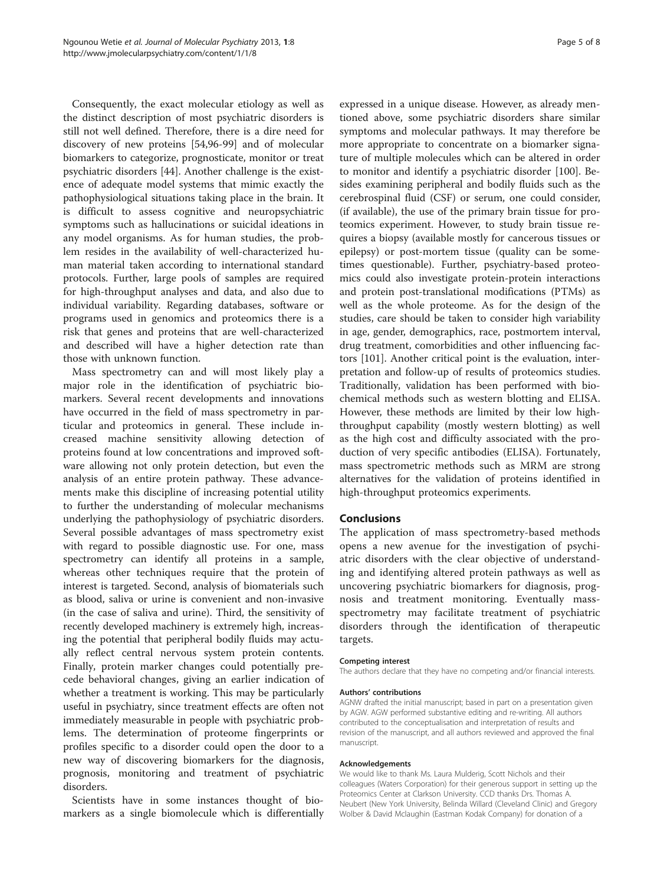Consequently, the exact molecular etiology as well as the distinct description of most psychiatric disorders is still not well defined. Therefore, there is a dire need for discovery of new proteins [54,96-99] and of molecular biomarkers to categorize, prognosticate, monitor or treat psychiatric disorders [44]. Another challenge is the existence of adequate model systems that mimic exactly the pathophysiological situations taking place in the brain. It is difficult to assess cognitive and neuropsychiatric symptoms such as hallucinations or suicidal ideations in any model organisms. As for human studies, the problem resides in the availability of well-characterized human material taken according to international standard protocols. Further, large pools of samples are required for high-throughput analyses and data, and also due to individual variability. Regarding databases, software or programs used in genomics and proteomics there is a risk that genes and proteins that are well-characterized and described will have a higher detection rate than those with unknown function.

Mass spectrometry can and will most likely play a major role in the identification of psychiatric biomarkers. Several recent developments and innovations have occurred in the field of mass spectrometry in particular and proteomics in general. These include increased machine sensitivity allowing detection of proteins found at low concentrations and improved software allowing not only protein detection, but even the analysis of an entire protein pathway. These advancements make this discipline of increasing potential utility to further the understanding of molecular mechanisms underlying the pathophysiology of psychiatric disorders. Several possible advantages of mass spectrometry exist with regard to possible diagnostic use. For one, mass spectrometry can identify all proteins in a sample, whereas other techniques require that the protein of interest is targeted. Second, analysis of biomaterials such as blood, saliva or urine is convenient and non-invasive (in the case of saliva and urine). Third, the sensitivity of recently developed machinery is extremely high, increasing the potential that peripheral bodily fluids may actually reflect central nervous system protein contents. Finally, protein marker changes could potentially precede behavioral changes, giving an earlier indication of whether a treatment is working. This may be particularly useful in psychiatry, since treatment effects are often not immediately measurable in people with psychiatric problems. The determination of proteome fingerprints or profiles specific to a disorder could open the door to a new way of discovering biomarkers for the diagnosis, prognosis, monitoring and treatment of psychiatric disorders.

Scientists have in some instances thought of biomarkers as a single biomolecule which is differentially expressed in a unique disease. However, as already mentioned above, some psychiatric disorders share similar symptoms and molecular pathways. It may therefore be more appropriate to concentrate on a biomarker signature of multiple molecules which can be altered in order to monitor and identify a psychiatric disorder [100]. Besides examining peripheral and bodily fluids such as the cerebrospinal fluid (CSF) or serum, one could consider, (if available), the use of the primary brain tissue for proteomics experiment. However, to study brain tissue requires a biopsy (available mostly for cancerous tissues or epilepsy) or post-mortem tissue (quality can be sometimes questionable). Further, psychiatry-based proteomics could also investigate protein-protein interactions and protein post-translational modifications (PTMs) as well as the whole proteome. As for the design of the studies, care should be taken to consider high variability in age, gender, demographics, race, postmortem interval, drug treatment, comorbidities and other influencing factors [101]. Another critical point is the evaluation, interpretation and follow-up of results of proteomics studies. Traditionally, validation has been performed with biochemical methods such as western blotting and ELISA. However, these methods are limited by their low high-throughput capability (mostly western blotting) as well as the high cost and difficulty associated with the production of very specific antibodies (ELISA). Fortunately, mass spectrometric methods such as MRM are strong alternatives for the validation of proteins identified in high-throughput proteomics experiments.

## Conclusions

The application of mass spectrometry-based methods opens a new avenue for the investigation of psychiatric disorders with the clear objective of understanding and identifying altered protein pathways as well as uncovering psychiatric biomarkers for diagnosis, prognosis and treatment monitoring. Eventually mass-spectrometry may facilitate treatment of psychiatric disorders through the identification of therapeutic targets.

#### Competing interest

The authors declare that they have no competing and/or financial interests.

#### Authors' contributions

AGNW drafted the initial manuscript; based in part on a presentation given by AGW. AGW performed substantive editing and re-writing. All authors contributed to the conceptualisation and interpretation of results and revision of the manuscript, and all authors reviewed and approved the final manuscript.

#### Acknowledgements

We would like to thank Ms. Laura Mulderig, Scott Nichols and their colleagues (Waters Corporation) for their generous support in setting up the Proteomics Center at Clarkson University. CCD thanks Drs. Thomas A. Neubert (New York University, Belinda Willard (Cleveland Clinic) and Gregory Wolber & David Mclaughin (Eastman Kodak Company) for donation of a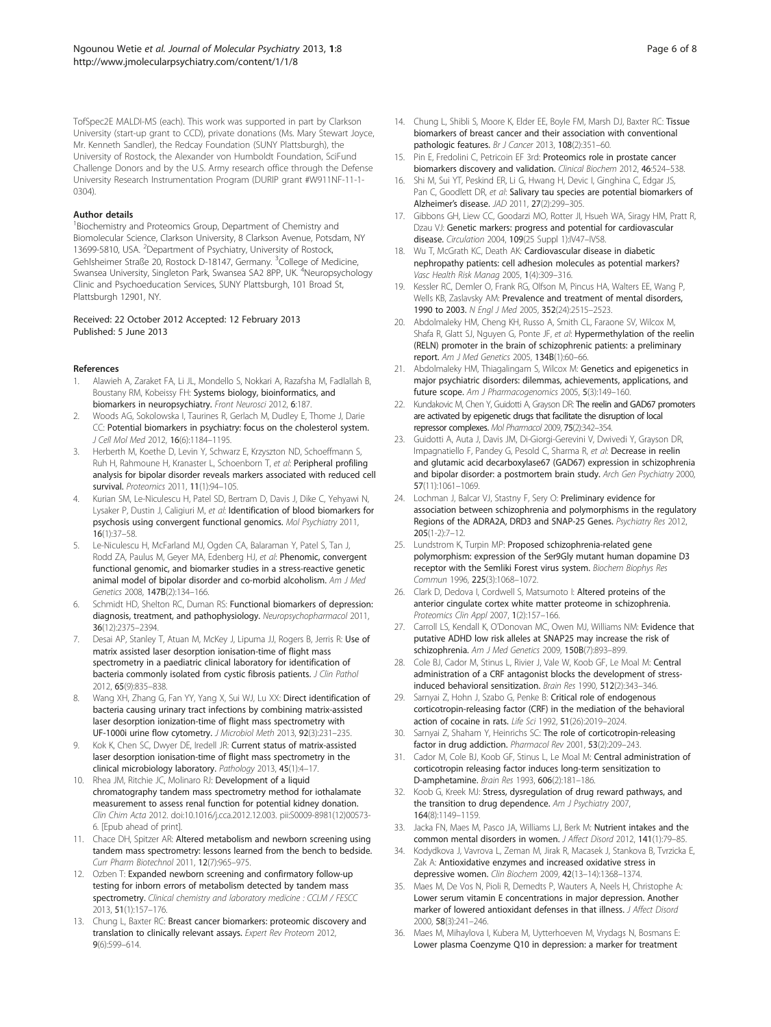TofSpec2E MALDI-MS (each). This work was supported in part by Clarkson University (start-up grant to CCD), private donations (Ms. Mary Stewart Joyce, Mr. Kenneth Sandler), the Redcay Foundation (SUNY Plattsburgh), the University of Rostock, the Alexander von Humboldt Foundation, SciFund Challenge Donors and by the U.S. Army research office through the Defense University Research Instrumentation Program (DURIP grant #W911NF-11-1-0304).

### Author details

[1]Biochemistry and Proteomics Group, Department of Chemistry and Biomolecular Science, Clarkson University, 8 Clarkson Avenue, Potsdam, NY 13699-5810, USA. [2]Department of Psychiatry, University of Rostock, Gehlsheimer Straße 20, Rostock D-18147, Germany. [3]College of Medicine, Swansea University, Singleton Park, Swansea SA2 8PP, UK. [4]Neuropsychology Clinic and Psychoeducation Services, SUNY Plattsburgh, 101 Broad St, Plattsburgh 12901, NY.

Received: 22 October 2012 Accepted: 12 February 2013
Published: 5 June 2013

### References

1. Alawieh A, Zaraket FA, Li JL, Mondello S, Nokkari A, Razafsha M, Fadlallah B, Boustany RM, Kobeissy FH: **Systems biology, bioinformatics, and biomarkers in neuropsychiatry.** *Front Neurosci* 2012, **6**:187.
2. Woods AG, Sokolowska I, Taurines R, Gerlach M, Dudley E, Thome J, Darie CC: **Potential biomarkers in psychiatry: focus on the cholesterol system.** *J Cell Mol Med* 2012, **16**(6):1184–1195.
3. Herberth M, Koethe D, Levin Y, Schwarz E, Krzyszton ND, Schoeffmann S, Ruh H, Rahmoune H, Kranaster L, Schoenborn T, *et al*: **Peripheral profiling analysis for bipolar disorder reveals markers associated with reduced cell survival.** *Proteomics* 2011, **11**(1):94–105.
4. Kurian SM, Le-Niculescu H, Patel SD, Bertram D, Davis J, Dike C, Yehyawi N, Lysaker P, Dustin J, Caligiuri M, *et al*: **Identification of blood biomarkers for psychosis using convergent functional genomics.** *Mol Psychiatry* 2011, **16**(1):37–58.
5. Le-Niculescu H, McFarland MJ, Ogden CA, Balaraman Y, Patel S, Tan J, Rodd ZA, Paulus M, Geyer MA, Edenberg HJ, *et al*: **Phenomic, convergent functional genomic, and biomarker studies in a stress-reactive genetic animal model of bipolar disorder and co-morbid alcoholism.** *Am J Med Genetics* 2008, **147B**(2):134–166.
6. Schmidt HD, Shelton RC, Duman RS: **Functional biomarkers of depression: diagnosis, treatment, and pathophysiology.** *Neuropsychopharmacol* 2011, **36**(12):2375–2394.
7. Desai AP, Stanley T, Atuan M, McKey J, Lipuma JJ, Rogers B, Jerris R: **Use of matrix assisted laser desorption ionisation-time of flight mass spectrometry in a paediatric clinical laboratory for identification of bacteria commonly isolated from cystic fibrosis patients.** *J Clin Pathol* 2012, **65**(9):835–838.
8. Wang XH, Zhang G, Fan YY, Yang X, Sui WJ, Lu XX: **Direct identification of bacteria causing urinary tract infections by combining matrix-assisted laser desorption ionization-time of flight mass spectrometry with UF-1000i urine flow cytometry.** *J Microbiol Meth* 2013, **92**(3):231–235.
9. Kok K, Chen SC, Dwyer DE, Iredell JR: **Current status of matrix-assisted laser desorption ionisation-time of flight mass spectrometry in the clinical microbiology laboratory.** *Pathology* 2013, **45**(1):4–17.
10. Rhea JM, Ritchie JC, Molinaro RJ: **Development of a liquid chromatography tandem mass spectrometry method for iothalamate measurement to assess renal function for potential kidney donation.** *Clin Chim Acta* 2012. doi:10.1016/j.cca.2012.12.003. pii:S0009-8981(12)00573-6. [Epub ahead of print].
11. Chace DH, Spitzer AR: **Altered metabolism and newborn screening using tandem mass spectrometry: lessons learned from the bench to bedside.** *Curr Pharm Biotechnol* 2011, **12**(7):965–975.
12. Ozben T: **Expanded newborn screening and confirmatory follow-up testing for inborn errors of metabolism detected by tandem mass spectrometry.** *Clinical chemistry and laboratory medicine : CCLM / FESCC* 2013, **51**(1):157–176.
13. Chung L, Baxter RC: **Breast cancer biomarkers: proteomic discovery and translation to clinically relevant assays.** *Expert Rev Proteom* 2012, **9**(6):599–614.
14. Chung L, Shibli S, Moore K, Elder EE, Boyle FM, Marsh DJ, Baxter RC: **Tissue biomarkers of breast cancer and their association with conventional pathologic features.** *Br J Cancer* 2013, **108**(2):351–60.
15. Pin E, Fredolini C, Petricoin EF 3rd: **Proteomics role in prostate cancer biomarkers discovery and validation.** *Clinical Biochem* 2012, **46**:524–538.
16. Shi M, Sui YT, Peskind ER, Li G, Hwang H, Devic I, Ginghina C, Edgar JS, Pan C, Goodlett DR, *et al*: **Salivary tau species are potential biomarkers of Alzheimer's disease.** *JAD* 2011, **27**(2):299–305.
17. Gibbons GH, Liew CC, Goodarzi MO, Rotter JI, Hsueh WA, Siragy HM, Pratt R, Dzau VJ: **Genetic markers: progress and potential for cardiovascular disease.** *Circulation* 2004, **109**(25 Suppl 1):IV47–IV58.
18. Wu T, McGrath KC, Death AK: **Cardiovascular disease in diabetic nephropathy patients: cell adhesion molecules as potential markers?** *Vasc Health Risk Manag* 2005, **1**(4):309–316.
19. Kessler RC, Demler O, Frank RG, Olfson M, Pincus HA, Walters EE, Wang P, Wells KB, Zaslavsky AM: **Prevalence and treatment of mental disorders, 1990 to 2003.** *N Engl J Med* 2005, **352**(24):2515–2523.
20. Abdolmaleky HM, Cheng KH, Russo A, Smith CL, Faraone SV, Wilcox M, Shafa R, Glatt SJ, Nguyen G, Ponte JF, *et al*: **Hypermethylation of the reelin (RELN) promoter in the brain of schizophrenic patients: a preliminary report.** *Am J Med Genetics* 2005, **134B**(1):60–66.
21. Abdolmaleky HM, Thiagalingam S, Wilcox M: **Genetics and epigenetics in major psychiatric disorders: dilemmas, achievements, applications, and future scope.** *Am J Pharmacogenomics* 2005, **5**(3):149–160.
22. Kundakovic M, Chen Y, Guidotti A, Grayson DR: **The reelin and GAD67 promoters are activated by epigenetic drugs that facilitate the disruption of local repressor complexes.** *Mol Pharmacol* 2009, **75**(2):342–354.
23. Guidotti A, Auta J, Davis JM, Di-Giorgi-Gerevini V, Dwivedi Y, Grayson DR, Impagnatiello F, Pandey G, Pesold C, Sharma R, *et al*: **Decrease in reelin and glutamic acid decarboxylase67 (GAD67) expression in schizophrenia and bipolar disorder: a postmortem brain study.** *Arch Gen Psychiatry* 2000, **57**(11):1061–1069.
24. Lochman J, Balcar VJ, Stastny F, Sery O: **Preliminary evidence for association between schizophrenia and polymorphisms in the regulatory Regions of the ADRA2A, DRD3 and SNAP-25 Genes.** *Psychiatry Res* 2012, **205**(1-2):7–12.
25. Lundstrom K, Turpin MP: **Proposed schizophrenia-related gene polymorphism: expression of the Ser9Gly mutant human dopamine D3 receptor with the Semliki Forest virus system.** *Biochem Biophys Res Commun* 1996, **225**(3):1068–1072.
26. Clark D, Dedova I, Cordwell S, Matsumoto I: **Altered proteins of the anterior cingulate cortex white matter proteome in schizophrenia.** *Proteomics Clin Appl* 2007, **1**(2):157–166.
27. Carroll LS, Kendall K, O'Donovan MC, Owen MJ, Williams NM: **Evidence that putative ADHD low risk alleles at SNAP25 may increase the risk of schizophrenia.** *Am J Med Genetics* 2009, **150B**(7):893–899.
28. Cole BJ, Cador M, Stinus L, Rivier J, Vale W, Koob GF, Le Moal M: **Central administration of a CRF antagonist blocks the development of stress-induced behavioral sensitization.** *Brain Res* 1990, **512**(2):343–346.
29. Sarnyai Z, Hohn J, Szabo G, Penke B: **Critical role of endogenous corticotropin-releasing factor (CRF) in the mediation of the behavioral action of cocaine in rats.** *Life Sci* 1992, **51**(26):2019–2024.
30. Sarnyai Z, Shaham Y, Heinrichs SC: **The role of corticotropin-releasing factor in drug addiction.** *Pharmacol Rev* 2001, **53**(2):209–243.
31. Cador M, Cole BJ, Koob GF, Stinus L, Le Moal M: **Central administration of corticotropin releasing factor induces long-term sensitization to D-amphetamine.** *Brain Res* 1993, **606**(2):181–186.
32. Koob G, Kreek MJ: **Stress, dysregulation of drug reward pathways, and the transition to drug dependence.** *Am J Psychiatry* 2007, **164**(8):1149–1159.
33. Jacka FN, Maes M, Pasco JA, Williams LJ, Berk M: **Nutrient intakes and the common mental disorders in women.** *J Affect Disord* 2012, **141**(1):79–85.
34. Kodydkova J, Vavrova L, Zeman M, Jirak R, Macasek J, Stankova B, Tvrzicka E, Zak A: **Antioxidative enzymes and increased oxidative stress in depressive women.** *Clin Biochem* 2009, **42**(13–14):1368–1374.
35. Maes M, De Vos N, Pioli R, Demedts P, Wauters A, Neels H, Christophe A: **Lower serum vitamin E concentrations in major depression. Another marker of lowered antioxidant defenses in that illness.** *J Affect Disord* 2000, **58**(3):241–246.
36. Maes M, Mihaylova I, Kubera M, Uytterhoeven M, Vrydags N, Bosmans E: **Lower plasma Coenzyme Q10 in depression: a marker for treatment**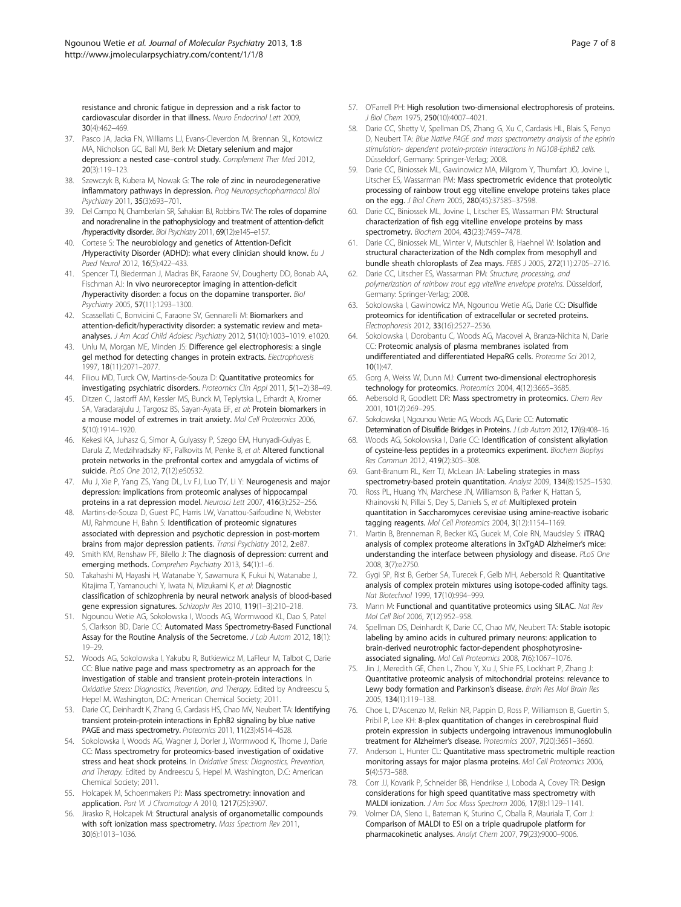resistance and chronic fatigue in depression and a risk factor to cardiovascular disorder in that illness. *Neuro Endocrinol Lett* 2009, **30**(4):462–469.

37. Pasco JA, Jacka FN, Williams LJ, Evans-Cleverdon M, Brennan SL, Kotowicz MA, Nicholson GC, Ball MJ, Berk M: **Dietary selenium and major depression: a nested case–control study.** *Complement Ther Med* 2012, **20**(3):119–123.
38. Szewczyk B, Kubera M, Nowak G: **The role of zinc in neurodegenerative inflammatory pathways in depression.** *Prog Neuropsychopharmacol Biol Psychiatry* 2011, **35**(3):693–701.
39. Del Campo N, Chamberlain SR, Sahakian BJ, Robbins TW: **The roles of dopamine and noradrenaline in the pathophysiology and treatment of attention-deficit /hyperactivity disorder.** *Biol Psychiatry* 2011, **69**(12):e145–e157.
40. Cortese S: **The neurobiology and genetics of Attention-Deficit /Hyperactivity Disorder (ADHD): what every clinician should know.** *Eu J Paed Neurol* 2012, **16**(5):422–433.
41. Spencer TJ, Biederman J, Madras BK, Faraone SV, Dougherty DD, Bonab AA, Fischman AJ: **In vivo neuroreceptor imaging in attention-deficit /hyperactivity disorder: a focus on the dopamine transporter.** *Biol Psychiatry* 2005, **57**(11):1293–1300.
42. Scassellati C, Bonvicini C, Faraone SV, Gennarelli M: **Biomarkers and attention-deficit/hyperactivity disorder: a systematic review and meta-analyses.** *J Am Acad Child Adolesc Psychiatry* 2012, **51**(10):1003–1019. e1020.
43. Unlu M, Morgan ME, Minden JS: **Difference gel electrophoresis: a single gel method for detecting changes in protein extracts.** *Electrophoresis* 1997, **18**(11):2071–2077.
44. Filiou MD, Turck CW, Martins-de-Souza D: **Quantitative proteomics for investigating psychiatric disorders.** *Proteomics Clin Appl* 2011, **5**(1–2):38–49.
45. Ditzen C, Jastorff AM, Kessler MS, Bunck M, Teplytska L, Erhardt A, Kromer SA, Varadarajulu J, Targosz BS, Sayan-Ayata EF, *et al*: **Protein biomarkers in a mouse model of extremes in trait anxiety.** *Mol Cell Proteomics* 2006, **5**(10):1914–1920.
46. Kekesi KA, Juhasz G, Simor A, Gulyassy P, Szego EM, Hunyadi-Gulyas E, Darula Z, Medzihradszky KF, Palkovits M, Penke B, *et al*: **Altered functional protein networks in the prefrontal cortex and amygdala of victims of suicide.** *PLoS One* 2012, **7**(12):e50532.
47. Mu J, Xie P, Yang ZS, Yang DL, Lv FJ, Luo TY, Li Y: **Neurogenesis and major depression: implications from proteomic analyses of hippocampal proteins in a rat depression model.** *Neurosci Lett* 2007, **416**(3):252–256.
48. Martins-de-Souza D, Guest PC, Harris LW, Vanattou-Saifoudine N, Webster MJ, Rahmoune H, Bahn S: **Identification of proteomic signatures associated with depression and psychotic depression in post-mortem brains from major depression patients.** *Transl Psychiatry* 2012, **2**:e87.
49. Smith KM, Renshaw PF, Bilello J: **The diagnosis of depression: current and emerging methods.** *Comprehen Psychiatry* 2013, **54**(1):1–6.
50. Takahashi M, Hayashi H, Watanabe Y, Sawamura K, Fukui N, Watanabe J, Kitajima T, Yamanouchi Y, Iwata N, Mizukami K, *et al*: **Diagnostic classification of schizophrenia by neural network analysis of blood-based gene expression signatures.** *Schizophr Res* 2010, **119**(1–3):210–218.
51. Ngounou Wetie AG, Sokolowska I, Woods AG, Wormwood KL, Dao S, Patel S, Clarkson BD, Darie CC: **Automated Mass Spectrometry-Based Functional Assay for the Routine Analysis of the Secretome.** *J Lab Autom* 2012, **18**(1): 19–29.
52. Woods AG, Sokolowska I, Yakubu R, Butkiewicz M, LaFleur M, Talbot C, Darie CC: **Blue native page and mass spectrometry as an approach for the investigation of stable and transient protein-protein interactions.** In *Oxidative Stress: Diagnostics, Prevention, and Therapy.* Edited by Andreescu S, Hepel M. Washington, D.C: American Chemical Society; 2011.
53. Darie CC, Deinhardt K, Zhang G, Cardasis HS, Chao MV, Neubert TA: **Identifying transient protein-protein interactions in EphB2 signaling by blue native PAGE and mass spectrometry.** *Proteomics* 2011, **11**(23):4514–4528.
54. Sokolowska I, Woods AG, Wagner J, Dorler J, Wormwood K, Thome J, Darie CC: **Mass spectrometry for proteomics-based investigation of oxidative stress and heat shock proteins.** In *Oxidative Stress: Diagnostics, Prevention, and Therapy.* Edited by Andreescu S, Hepel M. Washington, D.C: American Chemical Society; 2011.
55. Holcapek M, Schoenmakers PJ: **Mass spectrometry: innovation and application.** *Part VI. J Chromatogr A* 2010, **1217**(25):3907.
56. Jirasko R, Holcapek M: **Structural analysis of organometallic compounds with soft ionization mass spectrometry.** *Mass Spectrom Rev* 2011, **30**(6):1013–1036.
57. O'Farrell PH: **High resolution two-dimensional electrophoresis of proteins.** *J Biol Chem* 1975, **250**(10):4007–4021.
58. Darie CC, Shetty V, Spellman DS, Zhang G, Xu C, Cardasis HL, Blais S, Fenyo D, Neubert TA: *Blue Native PAGE and mass spectrometry analysis of the ephrin stimulation- dependent protein-protein interactions in NG108-EphB2 cells.* Düsseldorf, Germany: Springer-Verlag; 2008.
59. Darie CC, Biniossek ML, Gawinowicz MA, Milgrom Y, Thumfart JO, Jovine L, Litscher ES, Wassarman PM: **Mass spectrometric evidence that proteolytic processing of rainbow trout egg vitelline envelope proteins takes place on the egg.** *J Biol Chem* 2005, **280**(45):37585–37598.
60. Darie CC, Biniossek ML, Jovine L, Litscher ES, Wassarman PM: **Structural characterization of fish egg vitelline envelope proteins by mass spectrometry.** *Biochem* 2004, **43**(23):7459–7478.
61. Darie CC, Biniossek ML, Winter V, Mutschler B, Haehnel W: **Isolation and structural characterization of the Ndh complex from mesophyll and bundle sheath chloroplasts of Zea mays.** *FEBS J* 2005, **272**(11):2705–2716.
62. Darie CC, Litscher ES, Wassarman PM: *Structure, processing, and polymerization of rainbow trout egg vitelline envelope proteins.* Düsseldorf, Germany: Springer-Verlag; 2008.
63. Sokolowska I, Gawinowicz MA, Ngounou Wetie AG, Darie CC: **Disulfide proteomics for identification of extracellular or secreted proteins.** *Electrophoresis* 2012, **33**(16):2527–2536.
64. Sokolowska I, Dorobantu C, Woods AG, Macovei A, Branza-Nichita N, Darie CC: **Proteomic analysis of plasma membranes isolated from undifferentiated and differentiated HepaRG cells.** *Proteome Sci* 2012, **10**(1):47.
65. Gorg A, Weiss W, Dunn MJ: **Current two-dimensional electrophoresis technology for proteomics.** *Proteomics* 2004, **4**(12):3665–3685.
66. Aebersold R, Goodlett DR: **Mass spectrometry in proteomics.** *Chem Rev* 2001, **101**(2):269–295.
67. Sokolowska I, Ngounou Wetie AG, Woods AG, Darie CC: **Automatic Determination of Disulfide Bridges in Proteins.** *J Lab Autom* 2012, **17**(6):408–16.
68. Woods AG, Sokolowska I, Darie CC: **Identification of consistent alkylation of cysteine-less peptides in a proteomics experiment.** *Biochem Biophys Res Commun* 2012, **419**(2):305–308.
69. Gant-Branum RL, Kerr TJ, McLean JA: **Labeling strategies in mass spectrometry-based protein quantitation.** *Analyst* 2009, **134**(8):1525–1530.
70. Ross PL, Huang YN, Marchese JN, Williamson B, Parker K, Hattan S, Khainovski N, Pillai S, Dey S, Daniels S, *et al*: **Multiplexed protein quantitation in Saccharomyces cerevisiae using amine-reactive isobaric tagging reagents.** *Mol Cell Proteomics* 2004, **3**(12):1154–1169.
71. Martin B, Brenneman R, Becker KG, Gucek M, Cole RN, Maudsley S: **iTRAQ analysis of complex proteome alterations in 3xTgAD Alzheimer's mice: understanding the interface between physiology and disease.** *PLoS One* 2008, **3**(7):e2750.
72. Gygi SP, Rist B, Gerber SA, Turecek F, Gelb MH, Aebersold R: **Quantitative analysis of complex protein mixtures using isotope-coded affinity tags.** *Nat Biotechnol* 1999, **17**(10):994–999.
73. Mann M: **Functional and quantitative proteomics using SILAC.** *Nat Rev Mol Cell Biol* 2006, **7**(12):952–958.
74. Spellman DS, Deinhardt K, Darie CC, Chao MV, Neubert TA: **Stable isotopic labeling by amino acids in cultured primary neurons: application to brain-derived neurotrophic factor-dependent phosphotyrosine-associated signaling.** *Mol Cell Proteomics* 2008, **7**(6):1067–1076.
75. Jin J, Meredith GE, Chen L, Zhou Y, Xu J, Shie FS, Lockhart P, Zhang J: **Quantitative proteomic analysis of mitochondrial proteins: relevance to Lewy body formation and Parkinson's disease.** *Brain Res Mol Brain Res* 2005, **134**(1):119–138.
76. Choe L, D'Ascenzo M, Relkin NR, Pappin D, Ross P, Williamson B, Guertin S, Pribil P, Lee KH: **8-plex quantitation of changes in cerebrospinal fluid protein expression in subjects undergoing intravenous immunoglobulin treatment for Alzheimer's disease.** *Proteomics* 2007, **7**(20):3651–3660.
77. Anderson L, Hunter CL: **Quantitative mass spectrometric multiple reaction monitoring assays for major plasma proteins.** *Mol Cell Proteomics* 2006, **5**(4):573–588.
78. Corr JJ, Kovarik P, Schneider BB, Hendrikse J, Loboda A, Covey TR: **Design considerations for high speed quantitative mass spectrometry with MALDI ionization.** *J Am Soc Mass Spectrom* 2006, **17**(8):1129–1141.
79. Volmer DA, Sleno L, Bateman K, Sturino C, Oballa R, Mauriala T, Corr J: **Comparison of MALDI to ESI on a triple quadrupole platform for pharmacokinetic analyses.** *Analyt Chem* 2007, **79**(23):9000–9006.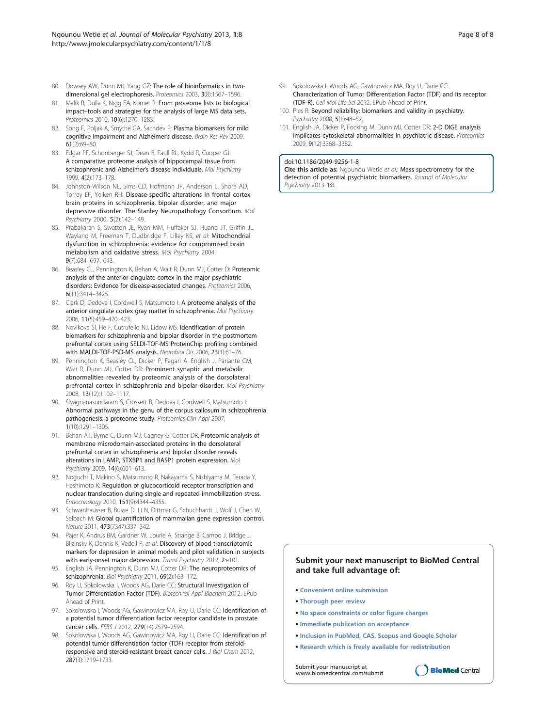80. Dowsey AW, Dunn MJ, Yang GZ: **The role of bioinformatics in two-dimensional gel electrophoresis.** *Proteomics* 2003, **3**(8):1567–1596.
81. Malik R, Dulla K, Nigg EA, Korner R: **From proteome lists to biological impact–tools and strategies for the analysis of large MS data sets.** *Proteomics* 2010, **10**(6):1270–1283.
82. Song F, Poljak A, Smythe GA, Sachdev P: **Plasma biomarkers for mild cognitive impairment and Alzheimer's disease.** *Brain Res Rev* 2009, **61**(2):69–80.
83. Edgar PF, Schonberger SJ, Dean B, Faull RL, Kydd R, Cooper GJ: **A comparative proteome analysis of hippocampal tissue from schizophrenic and Alzheimer's disease individuals.** *Mol Psychiatry* 1999, **4**(2):173–178.
84. Johnston-Wilson NL, Sims CD, Hofmann JP, Anderson L, Shore AD, Torrey EF, Yolken RH: **Disease-specific alterations in frontal cortex brain proteins in schizophrenia, bipolar disorder, and major depressive disorder. The Stanley Neuropathology Consortium.** *Mol Psychiatry* 2000, **5**(2):142–149.
85. Prabakaran S, Swatton JE, Ryan MM, Huffaker SJ, Huang JT, Griffin JL, Wayland M, Freeman T, Dudbridge F, Lilley KS, *et al*: **Mitochondrial dysfunction in schizophrenia: evidence for compromised brain metabolism and oxidative stress.** *Mol Psychiatry* 2004, **9**(7):684–697. 643.
86. Beasley CL, Pennington K, Behan A, Wait R, Dunn MJ, Cotter D: **Proteomic analysis of the anterior cingulate cortex in the major psychiatric disorders: Evidence for disease-associated changes.** *Proteomics* 2006, **6**(11):3414–3425.
87. Clark D, Dedova I, Cordwell S, Matsumoto I: **A proteome analysis of the anterior cingulate cortex gray matter in schizophrenia.** *Mol Psychiatry* 2006, **11**(5):459–470. 423.
88. Novikova SI, He F, Cutrufello NJ, Lidow MS: **Identification of protein biomarkers for schizophrenia and bipolar disorder in the postmortem prefrontal cortex using SELDI-TOF-MS ProteinChip profiling combined with MALDI-TOF-PSD-MS analysis.** *Neurobiol Dis* 2006, **23**(1):61–76.
89. Pennington K, Beasley CL, Dicker P, Fagan A, English J, Pariante CM, Wait R, Dunn MJ, Cotter DR: **Prominent synaptic and metabolic abnormalities revealed by proteomic analysis of the dorsolateral prefrontal cortex in schizophrenia and bipolar disorder.** *Mol Psychiatry* 2008, **13**(12):1102–1117.
90. Sivagnanasundaram S, Crossett B, Dedova I, Cordwell S, Matsumoto I: **Abnormal pathways in the genu of the corpus callosum in schizophrenia pathogenesis: a proteome study.** *Proteomics Clin Appl* 2007, **1**(10):1291–1305.
91. Behan AT, Byrne C, Dunn MJ, Cagney G, Cotter DR: **Proteomic analysis of membrane microdomain-associated proteins in the dorsolateral prefrontal cortex in schizophrenia and bipolar disorder reveals alterations in LAMP, STXBP1 and BASP1 protein expression.** *Mol Psychiatry* 2009, **14**(6):601–613.
92. Noguchi T, Makino S, Matsumoto R, Nakayama S, Nishiyama M, Terada Y, Hashimoto K: **Regulation of glucocorticoid receptor transcription and nuclear translocation during single and repeated immobilization stress.** *Endocrinology* 2010, **151**(9):4344–4355.
93. Schwanhausser B, Busse D, Li N, Dittmar G, Schuchhardt J, Wolf J, Chen W, Selbach M: **Global quantification of mammalian gene expression control.** *Nature* 2011, **473**(7347):337–342.
94. Pajer K, Andrus BM, Gardner W, Lourie A, Strange B, Campo J, Bridge J, Blizinsky K, Dennis K, Vedell P, *et al*: **Discovery of blood transcriptomic markers for depression in animal models and pilot validation in subjects with early-onset major depression.** *Transl Psychiatry* 2012, **2**:e101.
95. English JA, Pennington K, Dunn MJ, Cotter DR: **The neuroproteomics of schizophrenia.** *Biol Psychiatry* 2011, **69**(2):163–172.
96. Roy U, Sokolowska I, Woods AG, Darie CC: **Structural Investigation of Tumor Differentiation Factor (TDF).** *Biotechnol Appl Biochem* 2012. EPub Ahead of Print.
97. Sokolowska I, Woods AG, Gawinowicz MA, Roy U, Darie CC: **Identification of a potential tumor differentiation factor receptor candidate in prostate cancer cells.** *FEBS J* 2012, **279**(14):2579–2594.
98. Sokolowska I, Woods AG, Gawinowicz MA, Roy U, Darie CC: **Identification of potential tumor differentiation factor (TDF) receptor from steroid-responsive and steroid-resistant breast cancer cells.** *J Biol Chem* 2012, **287**(3):1719–1733.
99. Sokolowska I, Woods AG, Gawinowicz MA, Roy U, Darie CC: **Characterization of Tumor Differentiation Factor (TDF) and its receptor (TDF-R).** *Cell Mol Life Sci* 2012. EPub Ahead of Print.
100. Pies R: **Beyond reliability: biomarkers and validity in psychiatry.** *Psychiatry* 2008, **5**(1):48–52.
101. English JA, Dicker P, Focking M, Dunn MJ, Cotter DR: **2-D DIGE analysis implicates cytoskeletal abnormalities in psychiatric disease.** *Proteomics* 2009, **9**(12):3368–3382.

doi:10.1186/2049-9256-1-8
**Cite this article as:** Ngounou Wetie *et al.*: Mass spectrometry for the detection of potential psychiatric biomarkers. *Journal of Molecular Psychiatry* 2013 **1**:8.

**Submit your next manuscript to BioMed Central and take full advantage of:**

- Convenient online submission
- Thorough peer review
- No space constraints or color figure charges
- Immediate publication on acceptance
- Inclusion in PubMed, CAS, Scopus and Google Scholar
- Research which is freely available for redistribution

Submit your manuscript at www.biomedcentral.com/submit

BioMed Central